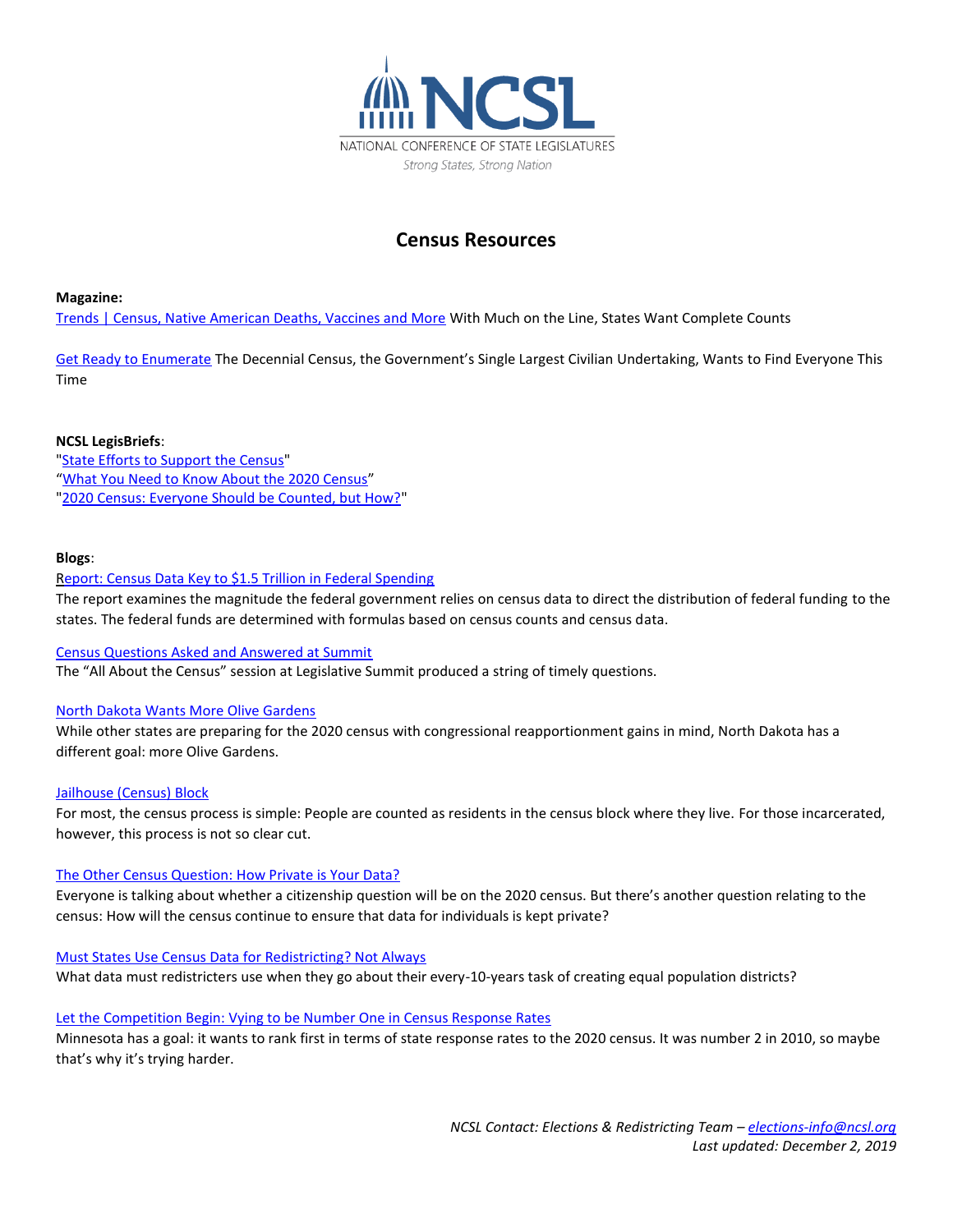NCSL

NATIONAL CONFERENCE OF STATE LEGISLATURES

*Strong States, Strong Nation*

# Census Resources

**Magazine:**

Trends | Census, Native American Deaths, Vaccines and More With Much on the Line, States Want Complete Counts

Get Ready to Enumerate The Decennial Census, the Government's Single Largest Civilian Undertaking, Wants to Find Everyone This Time

**NCSL LegisBriefs**:

"State Efforts to Support the Census"
"What You Need to Know About the 2020 Census"
"2020 Census: Everyone Should be Counted, but How?"

**Blogs**:

Report: Census Data Key to $1.5 Trillion in Federal Spending
The report examines the magnitude the federal government relies on census data to direct the distribution of federal funding to the states. The federal funds are determined with formulas based on census counts and census data.

Census Questions Asked and Answered at Summit
The "All About the Census" session at Legislative Summit produced a string of timely questions.

North Dakota Wants More Olive Gardens
While other states are preparing for the 2020 census with congressional reapportionment gains in mind, North Dakota has a different goal: more Olive Gardens.

Jailhouse (Census) Block
For most, the census process is simple: People are counted as residents in the census block where they live. For those incarcerated, however, this process is not so clear cut.

The Other Census Question: How Private is Your Data?
Everyone is talking about whether a citizenship question will be on the 2020 census. But there's another question relating to the census: How will the census continue to ensure that data for individuals is kept private?

Must States Use Census Data for Redistricting? Not Always
What data must redistricters use when they go about their every-10-years task of creating equal population districts?

Let the Competition Begin: Vying to be Number One in Census Response Rates
Minnesota has a goal: it wants to rank first in terms of state response rates to the 2020 census. It was number 2 in 2010, so maybe that's why it's trying harder.

*NCSL Contact: Elections & Redistricting Team – elections-info@ncsl.org*
*Last updated: December 2, 2019*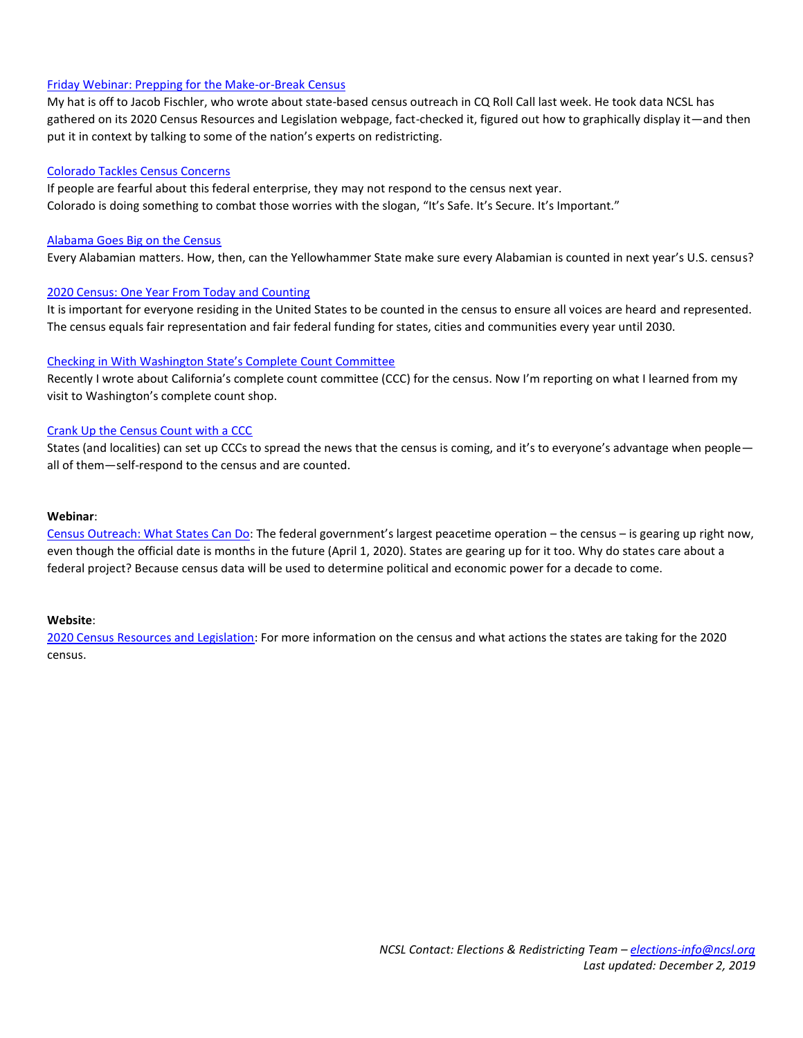Friday Webinar: Prepping for the Make-or-Break Census

My hat is off to Jacob Fischler, who wrote about state-based census outreach in CQ Roll Call last week. He took data NCSL has gathered on its 2020 Census Resources and Legislation webpage, fact-checked it, figured out how to graphically display it—and then put it in context by talking to some of the nation's experts on redistricting.

Colorado Tackles Census Concerns

If people are fearful about this federal enterprise, they may not respond to the census next year.
Colorado is doing something to combat those worries with the slogan, "It's Safe. It's Secure. It's Important."

Alabama Goes Big on the Census

Every Alabamian matters. How, then, can the Yellowhammer State make sure every Alabamian is counted in next year's U.S. census?

2020 Census: One Year From Today and Counting

It is important for everyone residing in the United States to be counted in the census to ensure all voices are heard and represented. The census equals fair representation and fair federal funding for states, cities and communities every year until 2030.

Checking in With Washington State's Complete Count Committee

Recently I wrote about California's complete count committee (CCC) for the census. Now I'm reporting on what I learned from my visit to Washington's complete count shop.

Crank Up the Census Count with a CCC

States (and localities) can set up CCCs to spread the news that the census is coming, and it's to everyone's advantage when people—all of them—self-respond to the census and are counted.

**Webinar**:

Census Outreach: What States Can Do: The federal government's largest peacetime operation – the census – is gearing up right now, even though the official date is months in the future (April 1, 2020). States are gearing up for it too. Why do states care about a federal project? Because census data will be used to determine political and economic power for a decade to come.

**Website**:

2020 Census Resources and Legislation: For more information on the census and what actions the states are taking for the 2020 census.

*NCSL Contact: Elections & Redistricting Team – elections-info@ncsl.org*
*Last updated: December 2, 2019*